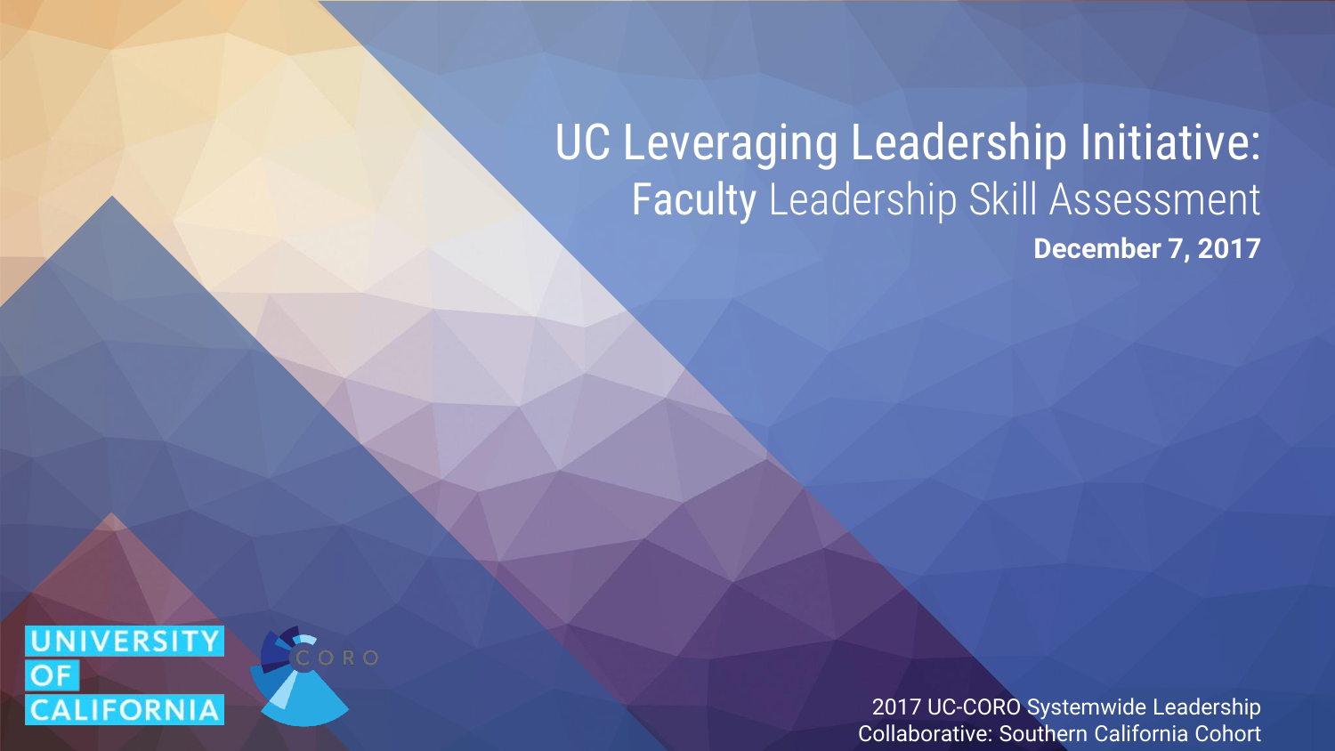# UC Leveraging Leadership Initiative:

## **Faculty** Leadership Skill Assessment

**December 7, 2017**

UNIVERSITY OF CALIFORNIA

CORO

2017 UC-CORO Systemwide Leadership Collaborative: Southern California Cohort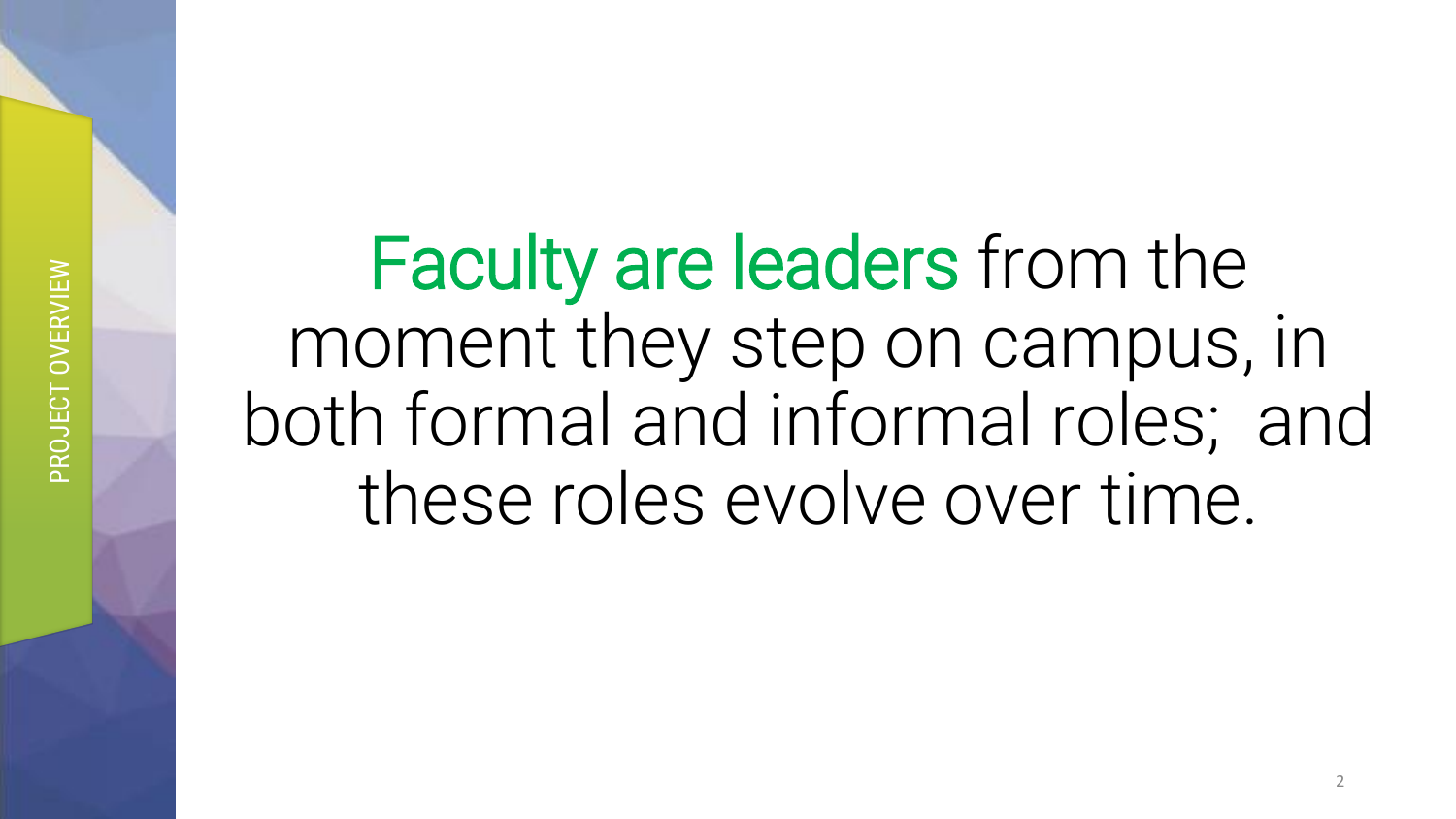PROJECT OVERVIEW

Faculty are leaders from the moment they step on campus, in both formal and informal roles; and these roles evolve over time.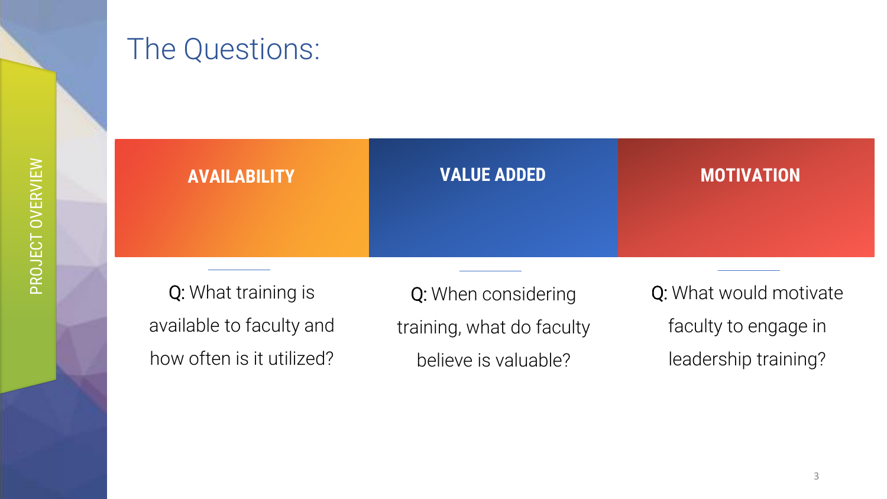PROJECT OVERVIEW

# The Questions:

## AVAILABILITY

**Q:** What training is available to faculty and how often is it utilized?

## VALUE ADDED

**Q:** When considering training, what do faculty believe is valuable?

## MOTIVATION

**Q:** What would motivate faculty to engage in leadership training?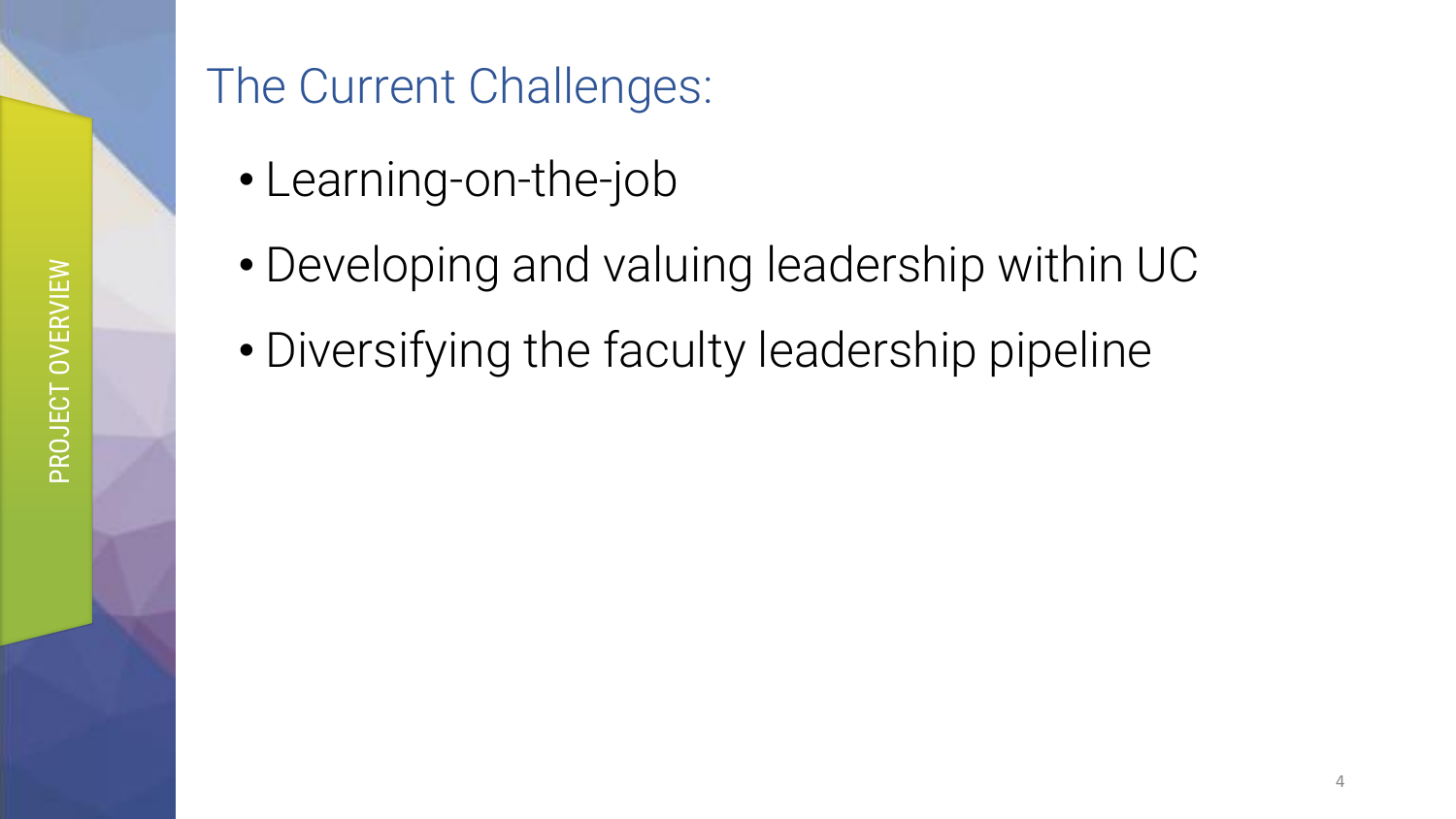PROJECT OVERVIEW

# The Current Challenges:

- Learning-on-the-job
- Developing and valuing leadership within UC
- Diversifying the faculty leadership pipeline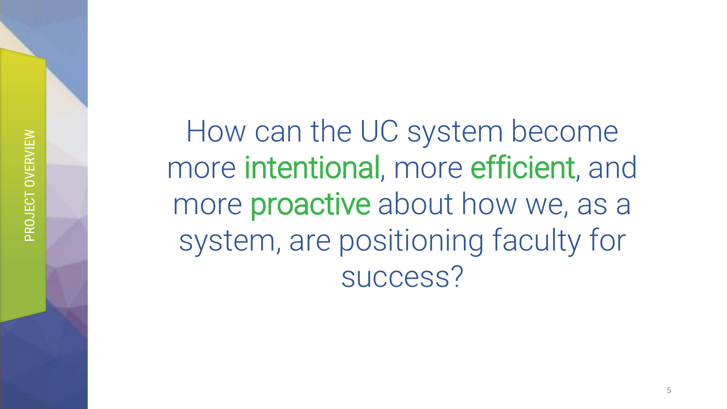PROJECT OVERVIEW

How can the UC system become more intentional, more efficient, and more proactive about how we, as a system, are positioning faculty for success?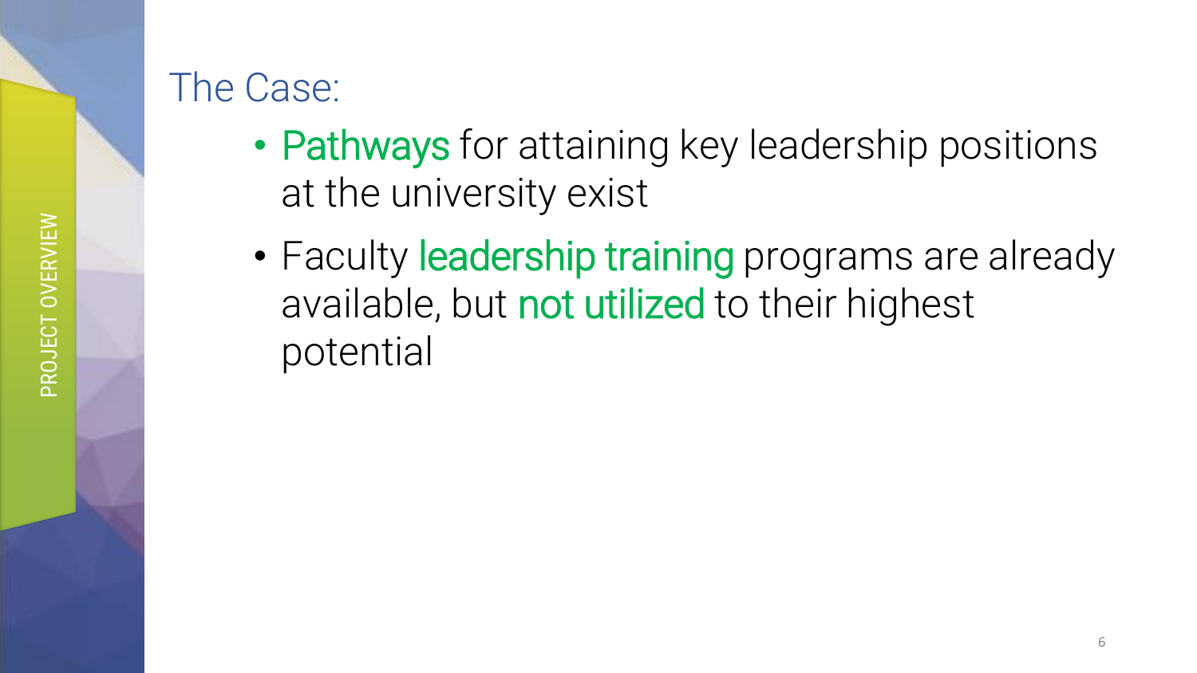PROJECT OVERVIEW

## The Case:

- Pathways for attaining key leadership positions at the university exist
- Faculty leadership training programs are already available, but not utilized to their highest potential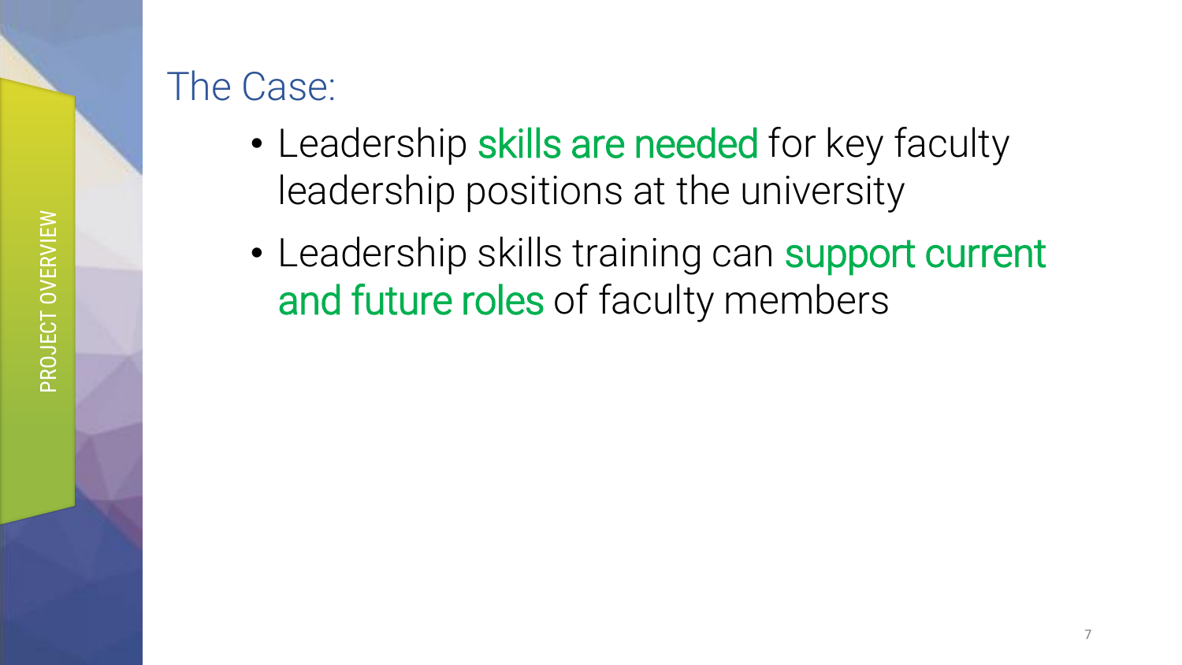PROJECT OVERVIEW

## The Case:

- Leadership skills are needed for key faculty leadership positions at the university
- Leadership skills training can support current and future roles of faculty members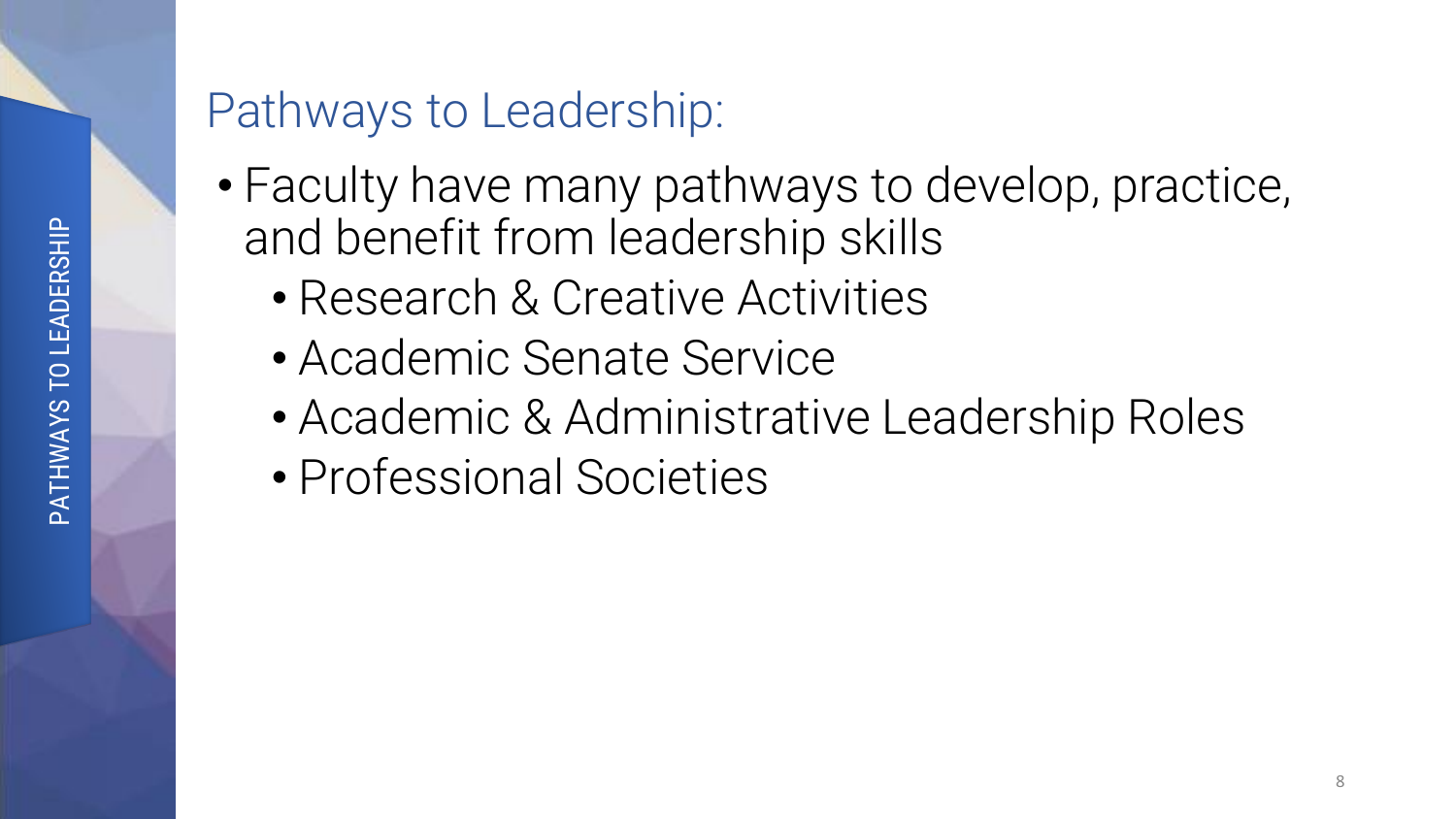## Pathways to Leadership:

- Faculty have many pathways to develop, practice, and benefit from leadership skills
  - Research & Creative Activities
  - Academic Senate Service
  - Academic & Administrative Leadership Roles
  - Professional Societies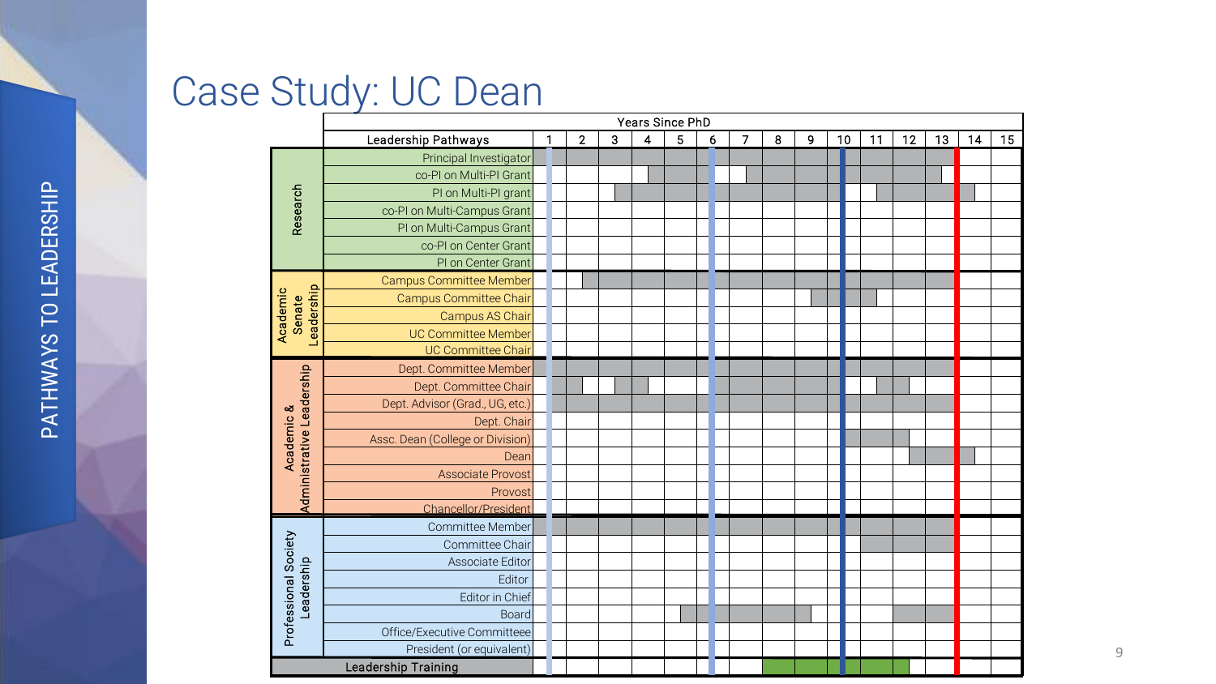# Case Study: UC Dean

PATHWAYS TO LEADERSHIP

| | Leadership Pathways | 1 | 2 | 3 | 4 | 5 | 6 | 7 | 8 | 9 | 10 | 11 | 12 | 13 | 14 | 15 |
|---|---|---|---|---|---|---|---|---|---|---|---|---|---|---|---|---|
| Research | Principal Investigator | | | | | | | | | | | | | | | |
| | co-PI on Multi-PI Grant | | | | | | | | | | | | | | | |
| | PI on Multi-PI grant | | | | | | | | | | | | | | | |
| | co-PI on Multi-Campus Grant | | | | | | | | | | | | | | | |
| | PI on Multi-Campus Grant | | | | | | | | | | | | | | | |
| | co-PI on Center Grant | | | | | | | | | | | | | | | |
| | PI on Center Grant | | | | | | | | | | | | | | | |
| Academic Senate Leadership | Campus Committee Member | | | | | | | | | | | | | | | |
| | Campus Committee Chair | | | | | | | | | | | | | | | |
| | Campus AS Chair | | | | | | | | | | | | | | | |
| | UC Committee Member | | | | | | | | | | | | | | | |
| | UC Committee Chair | | | | | | | | | | | | | | | |
| Academic & Administrative Leadership | Dept. Committee Member | | | | | | | | | | | | | | | |
| | Dept. Committee Chair | | | | | | | | | | | | | | | |
| | Dept. Advisor (Grad., UG, etc.) | | | | | | | | | | | | | | | |
| | Dept. Chair | | | | | | | | | | | | | | | |
| | Assc. Dean (College or Division) | | | | | | | | | | | | | | | |
| | Dean | | | | | | | | | | | | | | | |
| | Associate Provost | | | | | | | | | | | | | | | |
| | Provost | | | | | | | | | | | | | | | |
| | Chancellor/President | | | | | | | | | | | | | | | |
| Professional Society Leadership | Committee Member | | | | | | | | | | | | | | | |
| | Committee Chair | | | | | | | | | | | | | | | |
| | Associate Editor | | | | | | | | | | | | | | | |
| | Editor | | | | | | | | | | | | | | | |
| | Editor in Chief | | | | | | | | | | | | | | | |
| | Board | | | | | | | | | | | | | | | |
| | Office/Executive Committeee | | | | | | | | | | | | | | | |
| | President (or equivalent) | | | | | | | | | | | | | | | |
| Leadership Training | | | | | | | | | | | | | | | | |

Years Since PhD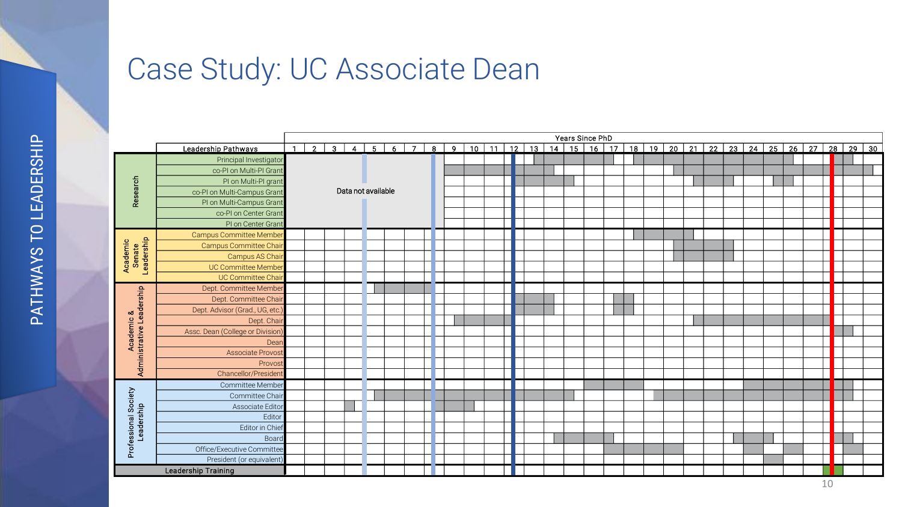# Case Study: UC Associate Dean

PATHWAYS TO LEADERSHIP

| | Leadership Pathways | Years Since PhD |
|---|---|---|
| Research | Principal Investigator | |
| | co-PI on Multi-PI Grant | |
| | PI on Multi-PI grant | |
| | co-PI on Multi-Campus Grant | |
| | PI on Multi-Campus Grant | |
| | co-PI on Center Grant | |
| | PI on Center Grant | |
| Academic Senate Leadership | Campus Committee Member | |
| | Campus Committee Chair | |
| | Campus AS Chair | |
| | UC Committee Member | |
| | UC Committee Chair | |
| Academic & Administrative Leadership | Dept. Committee Member | |
| | Dept. Committee Chair | |
| | Dept. Advisor (Grad., UG, etc.) | |
| | Dept. Chair | |
| | Assc. Dean (College or Division) | |
| | Dean | |
| | Associate Provost | |
| | Provost | |
| | Chancellor/President | |
| Professional Society Leadership | Committee Member | |
| | Committee Chair | |
| | Associate Editor | |
| | Editor | |
| | Editor in Chief | |
| | Board | |
| | Office/Executive Committee | |
| | President (or equivalent) | |
| Leadership Training | | |

Years Since PhD: 1 2 3 4 5 6 7 8 9 10 11 12 13 14 15 16 17 18 19 20 21 22 23 24 25 26 27 28 29 30

Data not available (Research, years 1–8)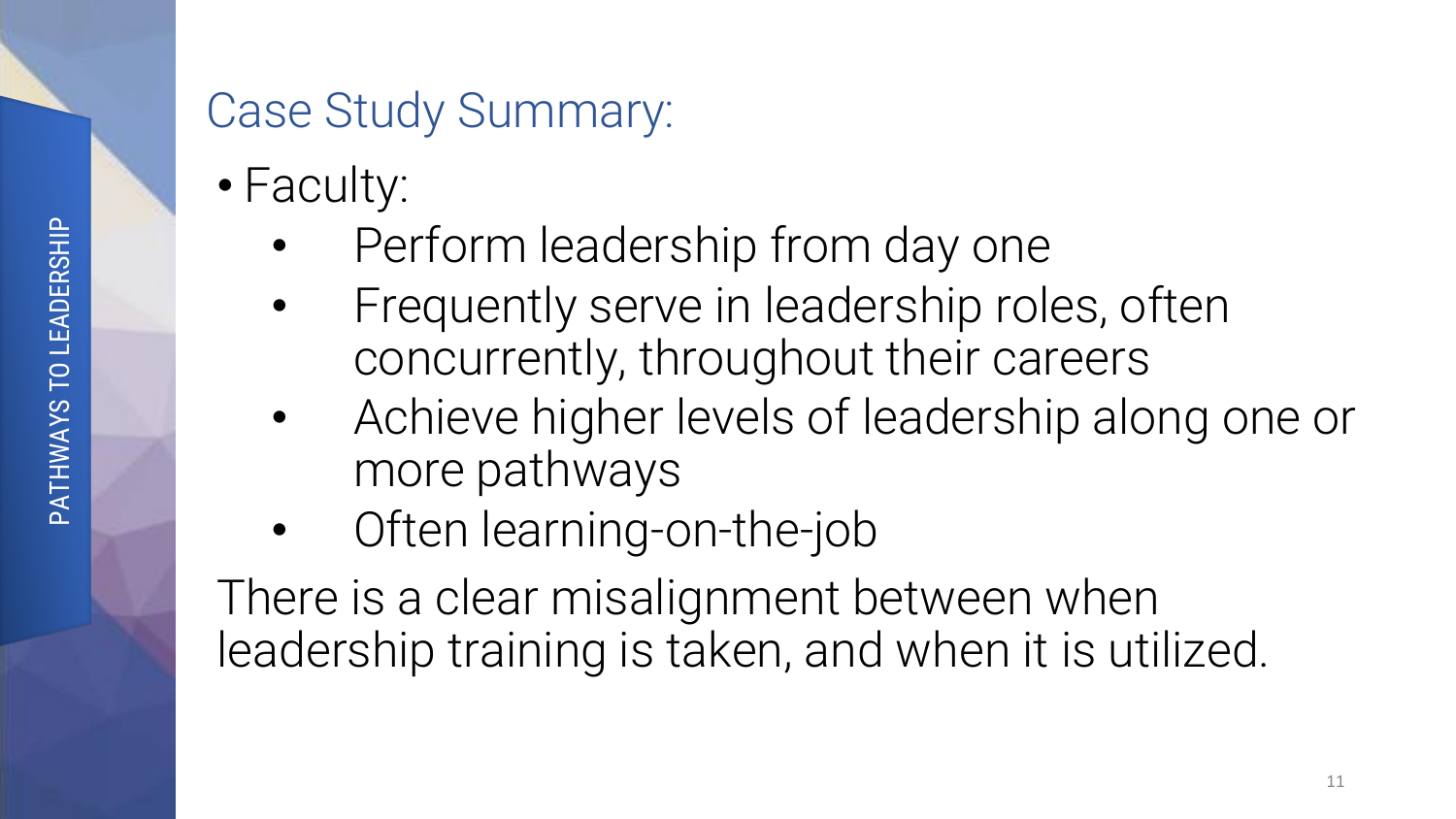## Case Study Summary:

- Faculty:
  - Perform leadership from day one
  - Frequently serve in leadership roles, often concurrently, throughout their careers
  - Achieve higher levels of leadership along one or more pathways
  - Often learning-on-the-job

There is a clear misalignment between when leadership training is taken, and when it is utilized.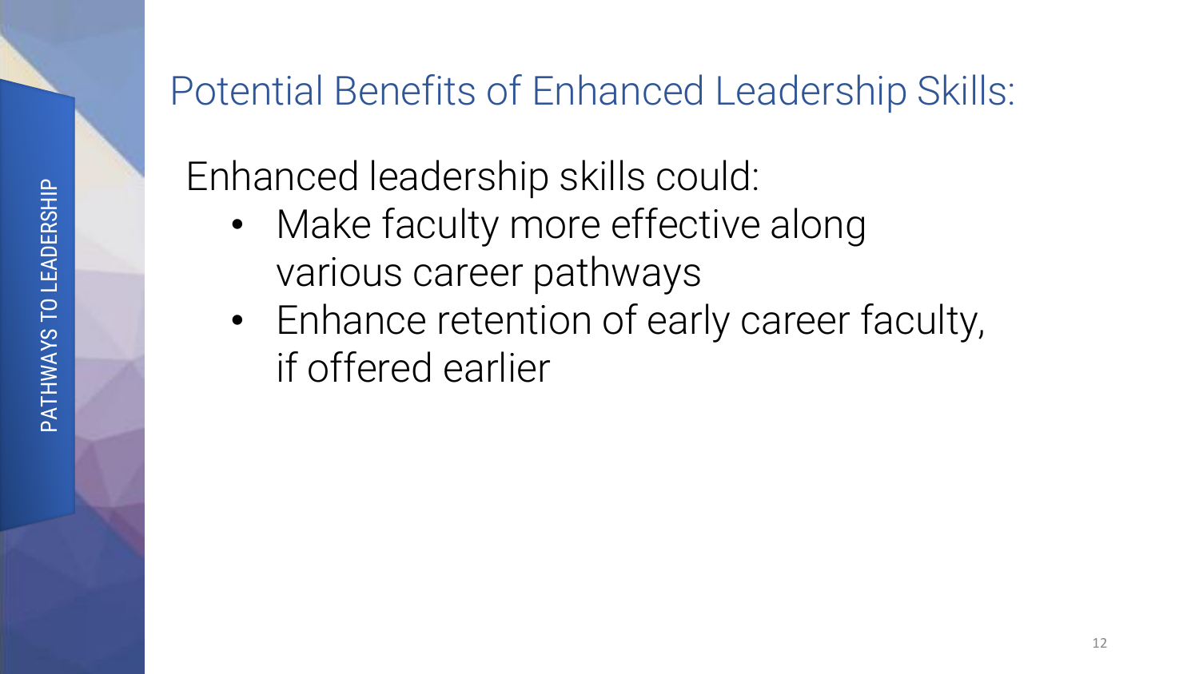## Potential Benefits of Enhanced Leadership Skills:

Enhanced leadership skills could:

- Make faculty more effective along various career pathways
- Enhance retention of early career faculty, if offered earlier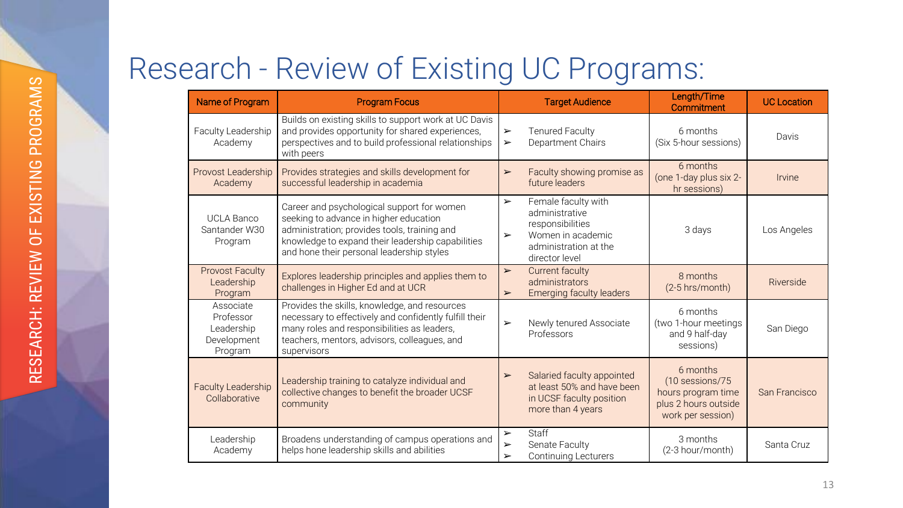# Research - Review of Existing UC Programs:

RESEARCH: REVIEW OF EXISTING PROGRAMS

| Name of Program | Program Focus | Target Audience | Length/Time Commitment | UC Location |
|---|---|---|---|---|
| Faculty Leadership Academy | Builds on existing skills to support work at UC Davis and provides opportunity for shared experiences, perspectives and to build professional relationships with peers | ➢ Tenured Faculty<br>➢ Department Chairs | 6 months (Six 5-hour sessions) | Davis |
| Provost Leadership Academy | Provides strategies and skills development for successful leadership in academia | ➢ Faculty showing promise as future leaders | 6 months (one 1-day plus six 2-hr sessions) | Irvine |
| UCLA Banco Santander W30 Program | Career and psychological support for women seeking to advance in higher education administration; provides tools, training and knowledge to expand their leadership capabilities and hone their personal leadership styles | ➢ Female faculty with administrative responsibilities<br>➢ Women in academic administration at the director level | 3 days | Los Angeles |
| Provost Faculty Leadership Program | Explores leadership principles and applies them to challenges in Higher Ed and at UCR | ➢ Current faculty administrators<br>➢ Emerging faculty leaders | 8 months (2-5 hrs/month) | Riverside |
| Associate Professor Leadership Development Program | Provides the skills, knowledge, and resources necessary to effectively and confidently fulfill their many roles and responsibilities as leaders, teachers, mentors, advisors, colleagues, and supervisors | ➢ Newly tenured Associate Professors | 6 months (two 1-hour meetings and 9 half-day sessions) | San Diego |
| Faculty Leadership Collaborative | Leadership training to catalyze individual and collective changes to benefit the broader UCSF community | ➢ Salaried faculty appointed at least 50% and have been in UCSF faculty position more than 4 years | 6 months (10 sessions/75 hours program time plus 2 hours outside work per session) | San Francisco |
| Leadership Academy | Broadens understanding of campus operations and helps hone leadership skills and abilities | ➢ Staff<br>➢ Senate Faculty<br>➢ Continuing Lecturers | 3 months (2-3 hour/month) | Santa Cruz |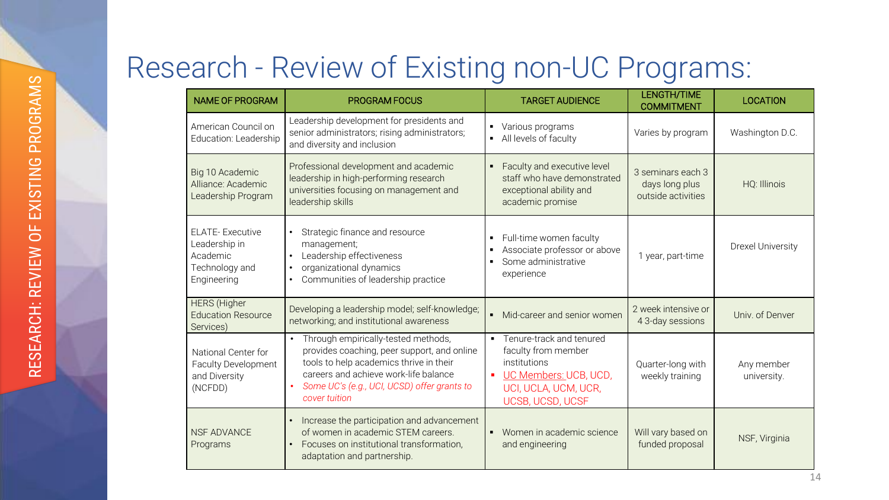# Research - Review of Existing non-UC Programs:

| NAME OF PROGRAM | PROGRAM FOCUS | TARGET AUDIENCE | LENGTH/TIME COMMITMENT | LOCATION |
|---|---|---|---|---|
| American Council on Education: Leadership | Leadership development for presidents and senior administrators; rising administrators; and diversity and inclusion | ▪ Various programs<br>▪ All levels of faculty | Varies by program | Washington D.C. |
| Big 10 Academic Alliance: Academic Leadership Program | Professional development and academic leadership in high-performing research universities focusing on management and leadership skills | ▪ Faculty and executive level staff who have demonstrated exceptional ability and academic promise | 3 seminars each 3 days long plus outside activities | HQ: Illinois |
| ELATE- Executive Leadership in Academic Technology and Engineering | • Strategic finance and resource management;<br>• Leadership effectiveness<br>• organizational dynamics<br>• Communities of leadership practice | ▪ Full-time women faculty<br>▪ Associate professor or above<br>▪ Some administrative experience | 1 year, part-time | Drexel University |
| HERS (Higher Education Resource Services) | Developing a leadership model; self-knowledge; networking; and institutional awareness | ▪ Mid-career and senior women | 2 week intensive or 4 3-day sessions | Univ. of Denver |
| National Center for Faculty Development and Diversity (NCFDD) | • Through empirically-tested methods, provides coaching, peer support, and online tools to help academics thrive in their careers and achieve work-life balance<br>• *Some UC's (e.g., UCI, UCSD) offer grants to cover tuition* | ▪ Tenure-track and tenured faculty from member institutions<br>▪ UC Members: UCB, UCD, UCI, UCLA, UCM, UCR, UCSB, UCSD, UCSF | Quarter-long with weekly training | Any member university. |
| NSF ADVANCE Programs | • Increase the participation and advancement of women in academic STEM careers.<br>• Focuses on institutional transformation, adaptation and partnership. | ▪ Women in academic science and engineering | Will vary based on funded proposal | NSF, Virginia |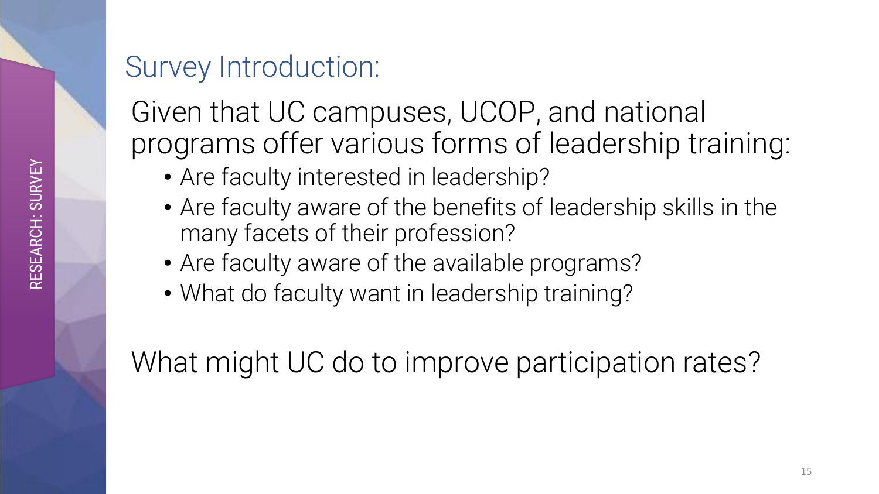RESEARCH: SURVEY

## Survey Introduction:

Given that UC campuses, UCOP, and national programs offer various forms of leadership training:

- Are faculty interested in leadership?
- Are faculty aware of the benefits of leadership skills in the many facets of their profession?
- Are faculty aware of the available programs?
- What do faculty want in leadership training?

What might UC do to improve participation rates?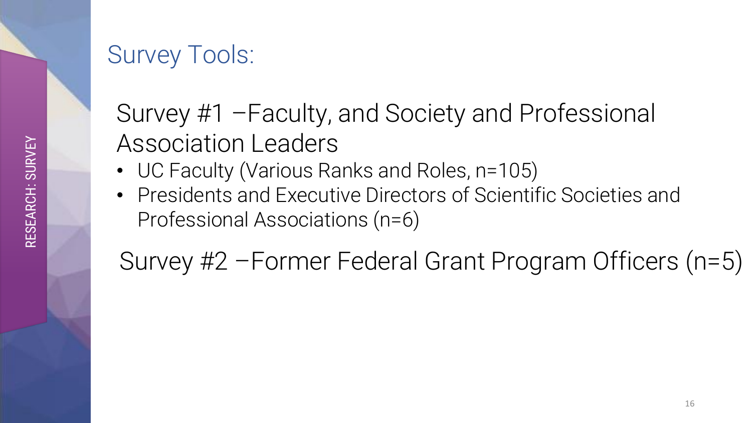RESEARCH: SURVEY

## Survey Tools:

### Survey #1 –Faculty, and Society and Professional Association Leaders

- UC Faculty (Various Ranks and Roles, n=105)
- Presidents and Executive Directors of Scientific Societies and Professional Associations (n=6)

### Survey #2 –Former Federal Grant Program Officers (n=5)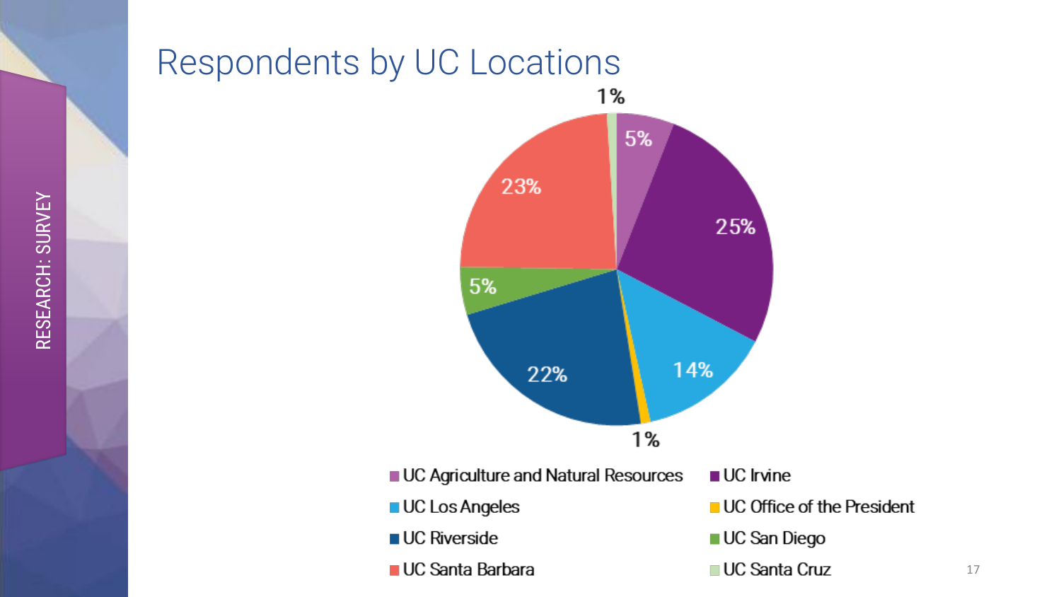RESEARCH: SURVEY

# Respondents by UC Locations

| UC Location | Percentage |
| --- | --- |
| UC Agriculture and Natural Resources | 5% |
| UC Irvine | 25% |
| UC Los Angeles | 14% |
| UC Office of the President | 1% |
| UC Riverside | 22% |
| UC San Diego | 5% |
| UC Santa Barbara | 23% |
| UC Santa Cruz | 1% |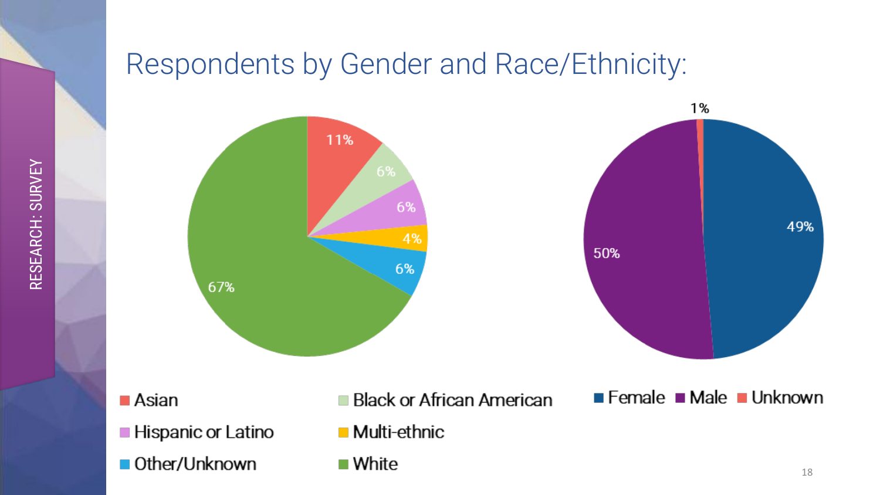# Respondents by Gender and Race/Ethnicity:

RESEARCH: SURVEY

| Race/Ethnicity | Percentage |
| --- | --- |
| Asian | 11% |
| Black or African American | 6% |
| Hispanic or Latino | 6% |
| Multi-ethnic | 4% |
| Other/Unknown | 6% |
| White | 67% |

| Gender | Percentage |
| --- | --- |
| Female | 49% |
| Male | 50% |
| Unknown | 1% |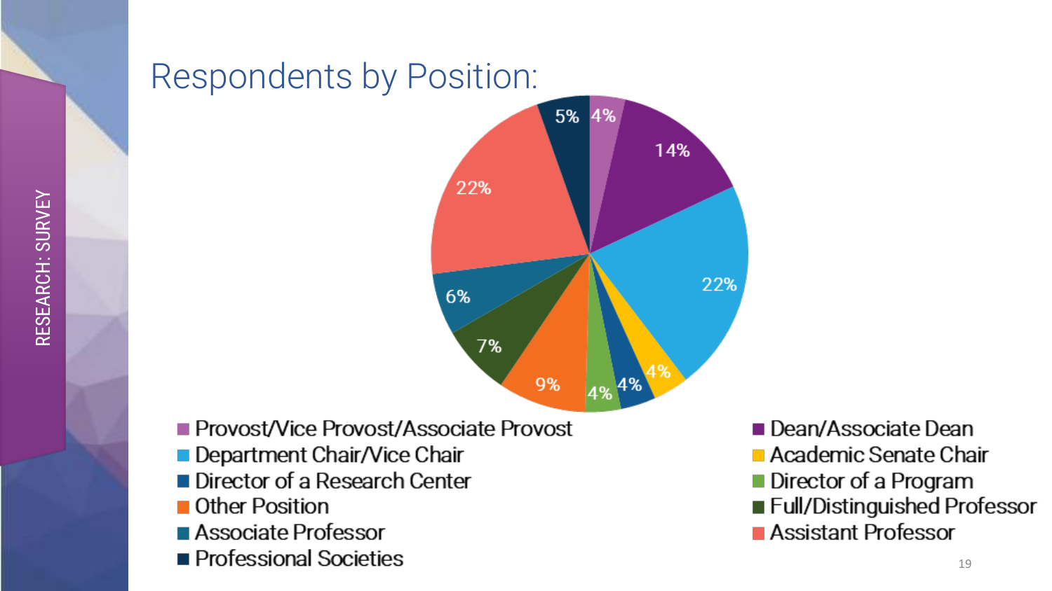RESEARCH: SURVEY

# Respondents by Position:

| Position | Percentage |
| --- | --- |
| Provost/Vice Provost/Associate Provost | 4% |
| Dean/Associate Dean | 14% |
| Department Chair/Vice Chair | 22% |
| Academic Senate Chair | 4% |
| Director of a Research Center | 4% |
| Director of a Program | 4% |
| Other Position | 9% |
| Full/Distinguished Professor | 7% |
| Associate Professor | 6% |
| Assistant Professor | 22% |
| Professional Societies | 5% |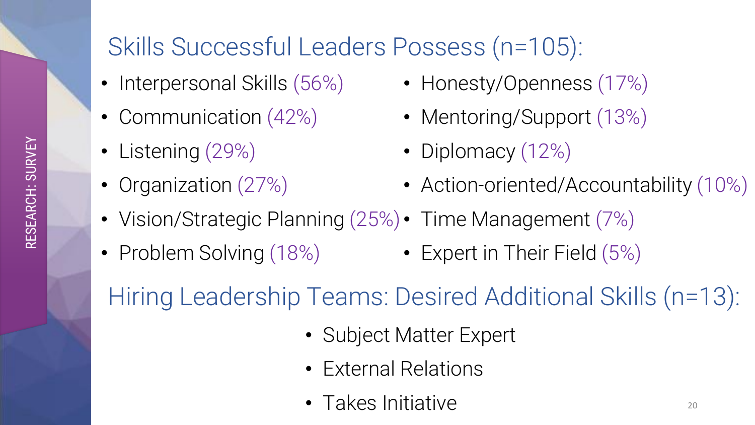RESEARCH: SURVEY

## Skills Successful Leaders Possess (n=105):

- Interpersonal Skills (56%)
- Communication (42%)
- Listening (29%)
- Organization (27%)
- Vision/Strategic Planning (25%)
- Problem Solving (18%)
- Honesty/Openness (17%)
- Mentoring/Support (13%)
- Diplomacy (12%)
- Action-oriented/Accountability (10%)
- Time Management (7%)
- Expert in Their Field (5%)

## Hiring Leadership Teams: Desired Additional Skills (n=13):

- Subject Matter Expert
- External Relations
- Takes Initiative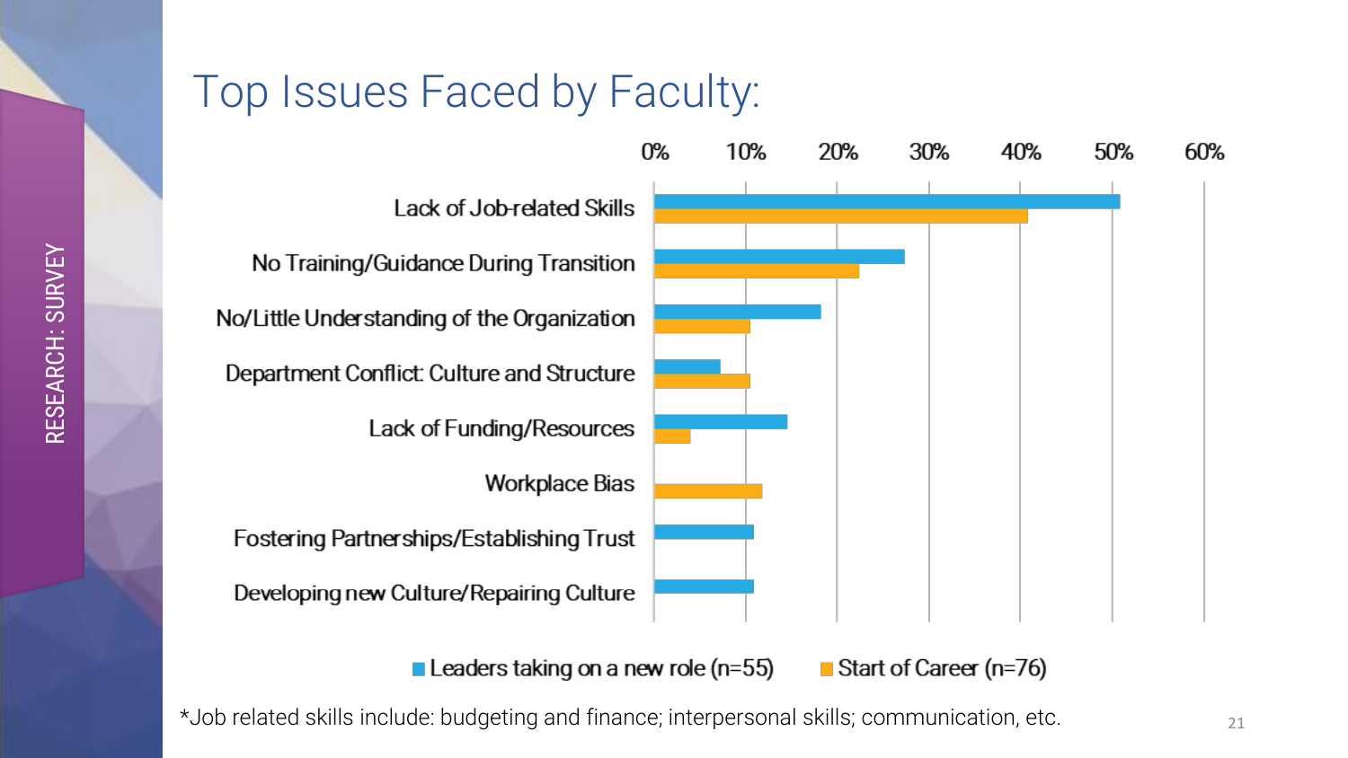# Top Issues Faced by Faculty:

RESEARCH: SURVEY

| Issue | Leaders taking on a new role (n=55) | Start of Career (n=76) |
|---|---|---|
| Lack of Job-related Skills | ~51% | ~41% |
| No Training/Guidance During Transition | ~27% | ~22% |
| No/Little Understanding of the Organization | ~18% | ~10% |
| Department Conflict: Culture and Structure | ~7% | ~10% |
| Lack of Funding/Resources | ~15% | ~4% |
| Workplace Bias | | ~12% |
| Fostering Partnerships/Establishing Trust | ~11% | |
| Developing new Culture/Repairing Culture | ~11% | |

*Job related skills include: budgeting and finance; interpersonal skills; communication, etc.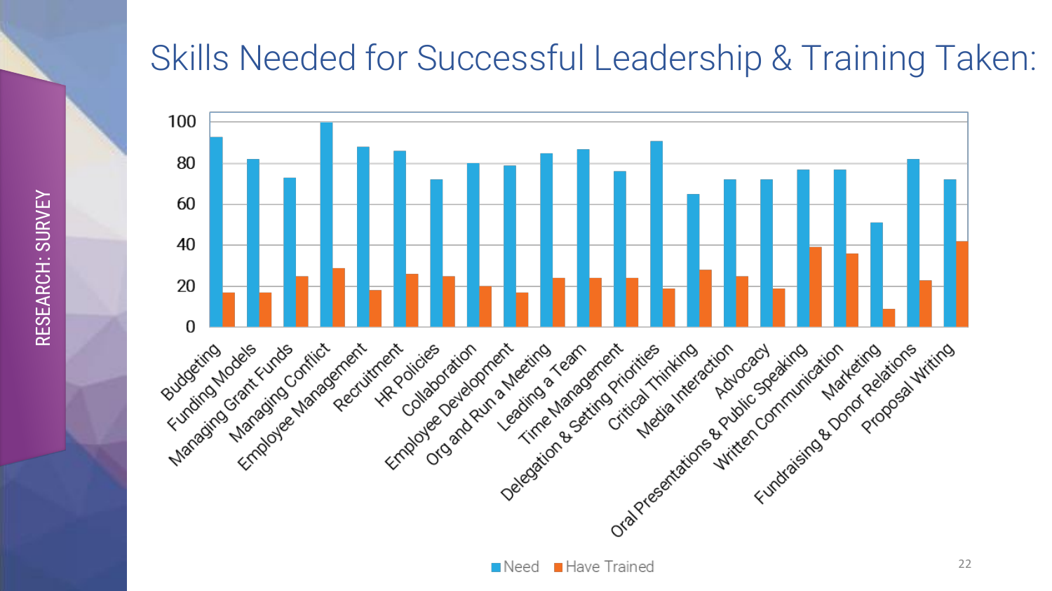# Skills Needed for Successful Leadership & Training Taken:

RESEARCH: SURVEY

| Skill | Need | Have Trained |
|---|---|---|
| Budgeting | 93 | 17 |
| Funding Models | 82 | 17 |
| Managing Grant Funds | 73 | 25 |
| Managing Conflict | 100 | 29 |
| Employee Management | 88 | 18 |
| Recruitment | 86 | 26 |
| HR Policies | 72 | 25 |
| Collaboration | 80 | 20 |
| Employee Development | 79 | 17 |
| Org and Run a Meeting | 85 | 24 |
| Leading a Team | 87 | 24 |
| Time Management | 76 | 24 |
| Delegation & Setting Priorities | 91 | 19 |
| Critical Thinking | 65 | 28 |
| Media Interaction | 72 | 25 |
| Advocacy | 72 | 19 |
| Oral Presentations & Public Speaking | 77 | 39 |
| Written Communication | 77 | 36 |
| Marketing | 51 | 9 |
| Fundraising & Donor Relations | 82 | 23 |
| Proposal Writing | 72 | 42 |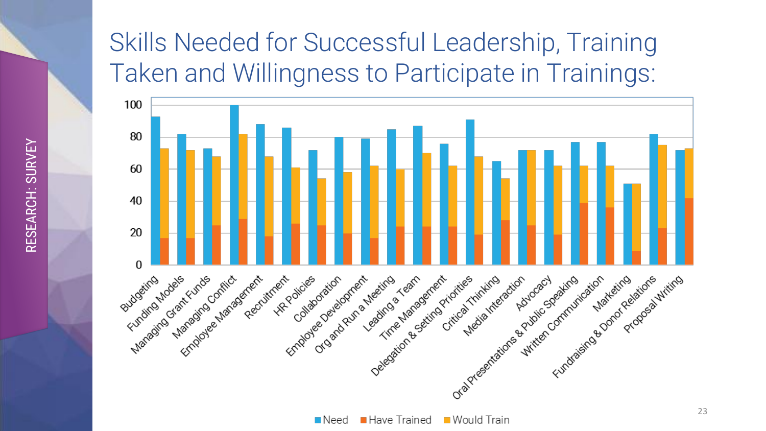# Skills Needed for Successful Leadership, Training Taken and Willingness to Participate in Trainings:

RESEARCH: SURVEY

| Skill | Need | Have Trained | Would Train |
|---|---|---|---|
| Budgeting | 93 | 17 | 73 |
| Funding Models | 82 | 17 | 72 |
| Managing Grant Funds | 73 | 25 | 68 |
| Managing Conflict | 100 | 29 | 82 |
| Employee Management | 88 | 18 | 68 |
| Recruitment | 86 | 26 | 61 |
| HR Policies | 72 | 25 | 54 |
| Collaboration | 80 | 20 | 58 |
| Employee Development | 79 | 17 | 62 |
| Org and Run a Meeting | 85 | 24 | 60 |
| Leading a Team | 87 | 24 | 70 |
| Time Management | 76 | 24 | 62 |
| Delegation & Setting Priorities | 91 | 19 | 68 |
| Critical Thinking | 65 | 28 | 54 |
| Media Interaction | 72 | 25 | 72 |
| Advocacy | 72 | 19 | 62 |
| Oral Presentations & Public Speaking | 77 | 39 | 62 |
| Written Communication | 77 | 36 | 62 |
| Marketing | 51 | 9 | 51 |
| Fundraising & Donor Relations | 82 | 23 | 75 |
| Proposal Writing | 72 | 42 | 73 |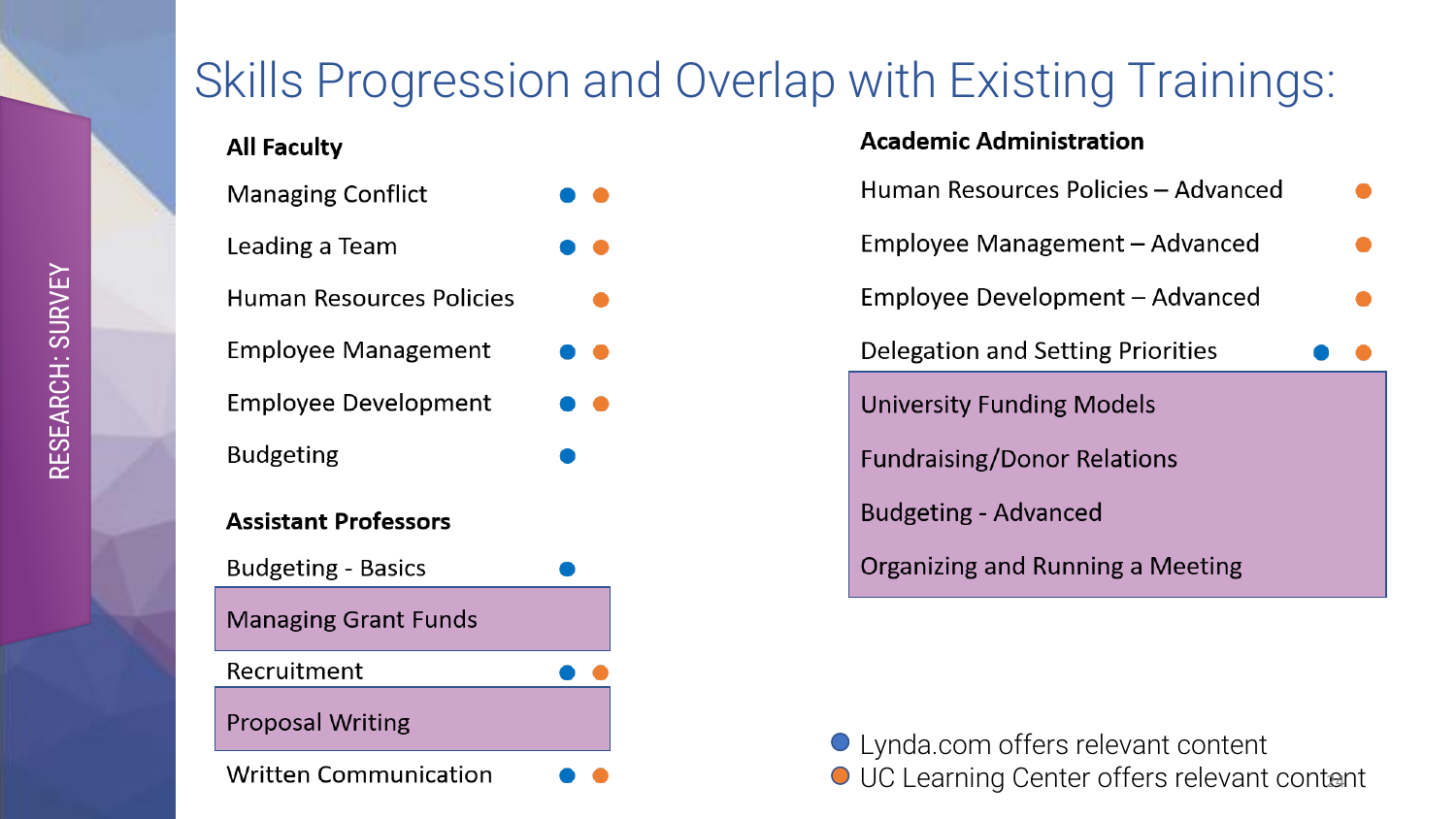RESEARCH: SURVEY

# Skills Progression and Overlap with Existing Trainings:

### All Faculty

| Skill | Lynda.com | UC Learning Center |
| --- | --- | --- |
| Managing Conflict | ● | ● |
| Leading a Team | ● | ● |
| Human Resources Policies | | ● |
| Employee Management | ● | ● |
| Employee Development | ● | ● |
| Budgeting | ● | |

### Assistant Professors

| Skill | Lynda.com | UC Learning Center |
| --- | --- | --- |
| Budgeting - Basics | ● | |
| Managing Grant Funds | | |
| Recruitment | ● | ● |
| Proposal Writing | | |
| Written Communication | ● | ● |

### Academic Administration

| Skill | Lynda.com | UC Learning Center |
| --- | --- | --- |
| Human Resources Policies – Advanced | | ● |
| Employee Management – Advanced | | ● |
| Employee Development – Advanced | | ● |
| Delegation and Setting Priorities | ● | ● |
| University Funding Models | | |
| Fundraising/Donor Relations | | |
| Budgeting - Advanced | | |
| Organizing and Running a Meeting | | |

● (blue) Lynda.com offers relevant content

● (orange) UC Learning Center offers relevant content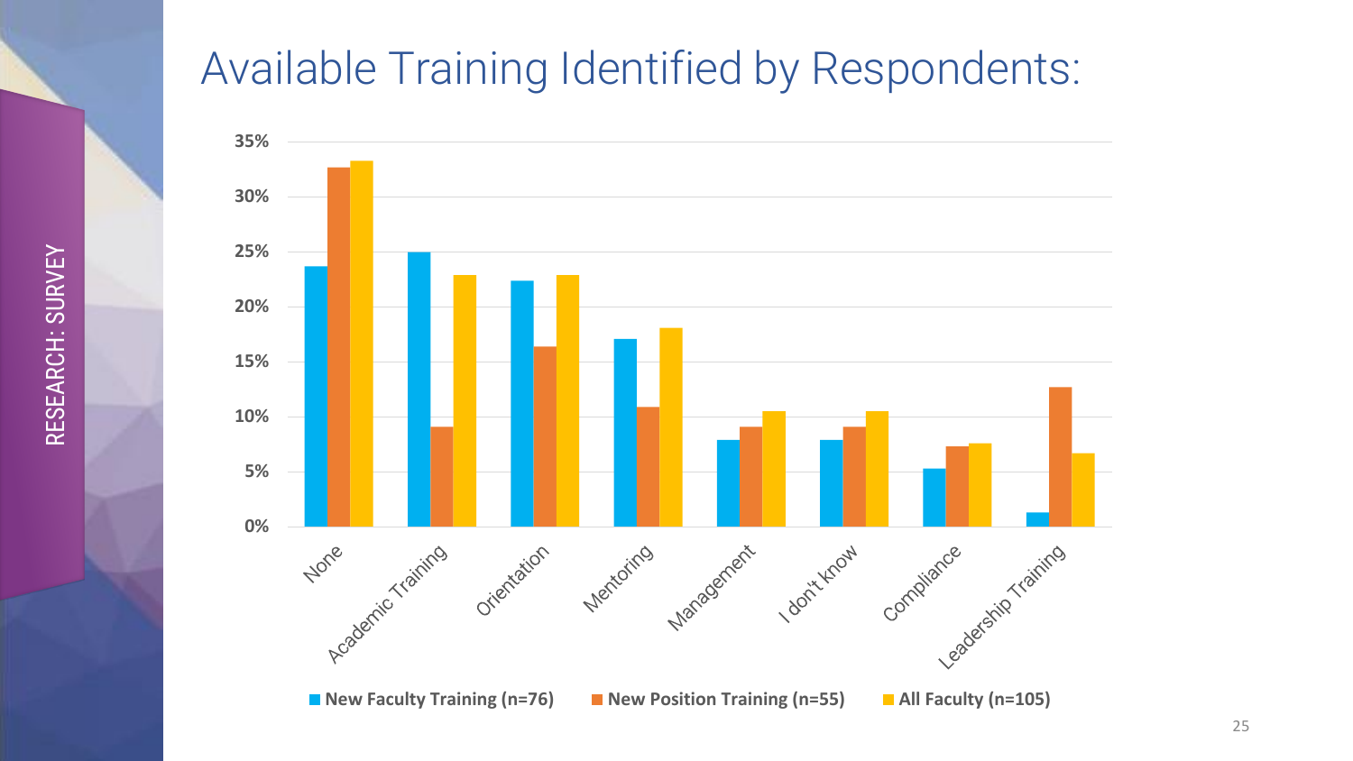RESEARCH: SURVEY

# Available Training Identified by Respondents:

| | New Faculty Training (n=76) | New Position Training (n=55) | All Faculty (n=105) |
|---|---|---|---|
| None | ~24% | ~33% | ~33% |
| Academic Training | ~25% | ~9% | ~23% |
| Orientation | ~22% | ~16% | ~23% |
| Mentoring | ~17% | ~11% | ~18% |
| Management | ~8% | ~9% | ~10% |
| I don't know | ~8% | ~9% | ~10% |
| Compliance | ~5% | ~7% | ~8% |
| Leadership Training | ~1% | ~13% | ~7% |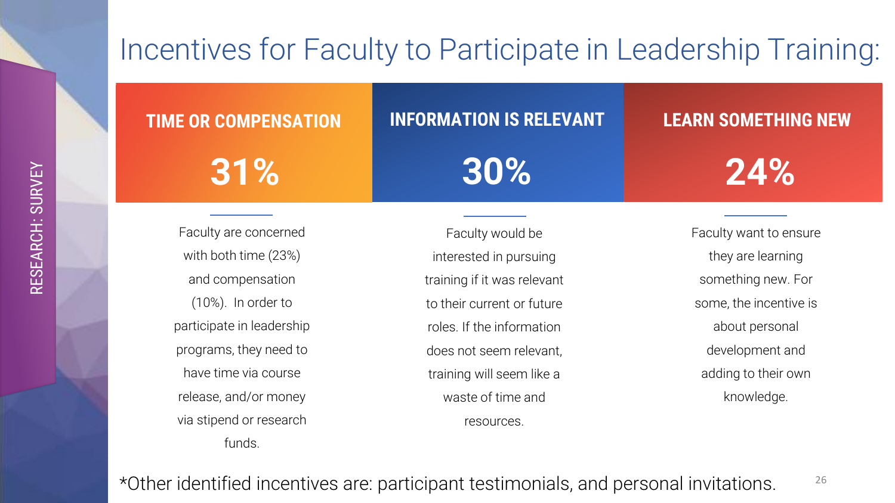# Incentives for Faculty to Participate in Leadership Training:

### TIME OR COMPENSATION

**31%**

Faculty are concerned with both time (23%) and compensation (10%). In order to participate in leadership programs, they need to have time via course release, and/or money via stipend or research funds.

### INFORMATION IS RELEVANT

**30%**

Faculty would be interested in pursuing training if it was relevant to their current or future roles. If the information does not seem relevant, training will seem like a waste of time and resources.

### LEARN SOMETHING NEW

**24%**

Faculty want to ensure they are learning something new. For some, the incentive is about personal development and adding to their own knowledge.

*Other identified incentives are: participant testimonials, and personal invitations.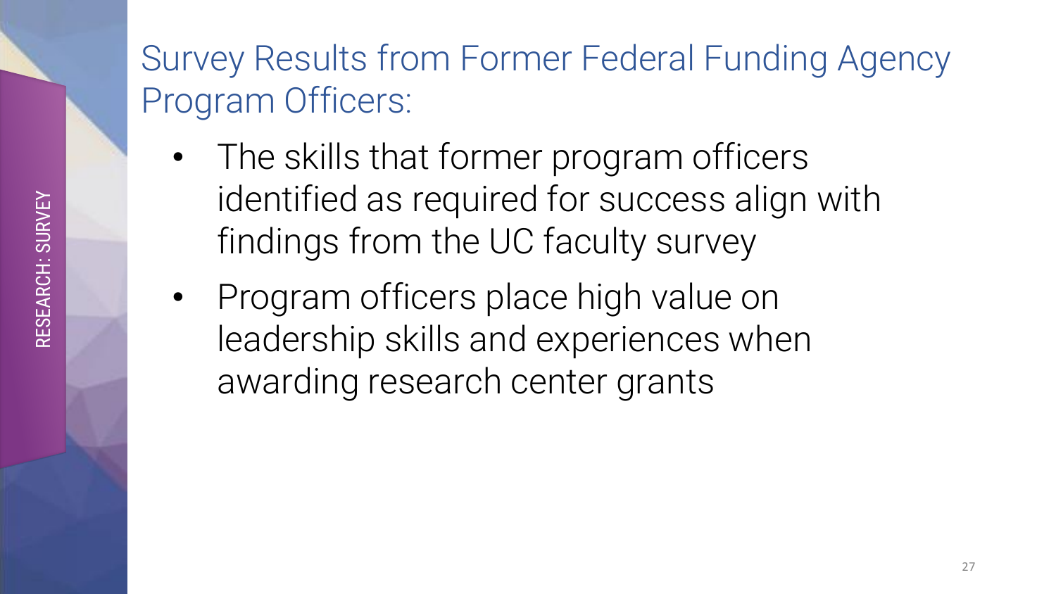RESEARCH: SURVEY

# Survey Results from Former Federal Funding Agency Program Officers:

- The skills that former program officers identified as required for success align with findings from the UC faculty survey
- Program officers place high value on leadership skills and experiences when awarding research center grants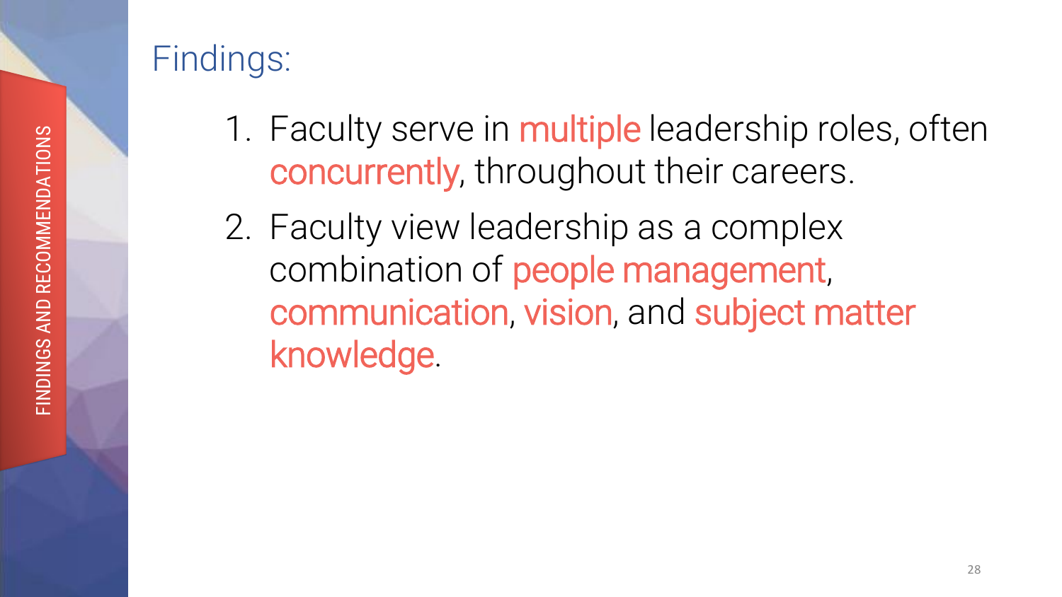FINDINGS AND RECOMMENDATIONS

## Findings:

1. Faculty serve in multiple leadership roles, often concurrently, throughout their careers.
2. Faculty view leadership as a complex combination of people management, communication, vision, and subject matter knowledge.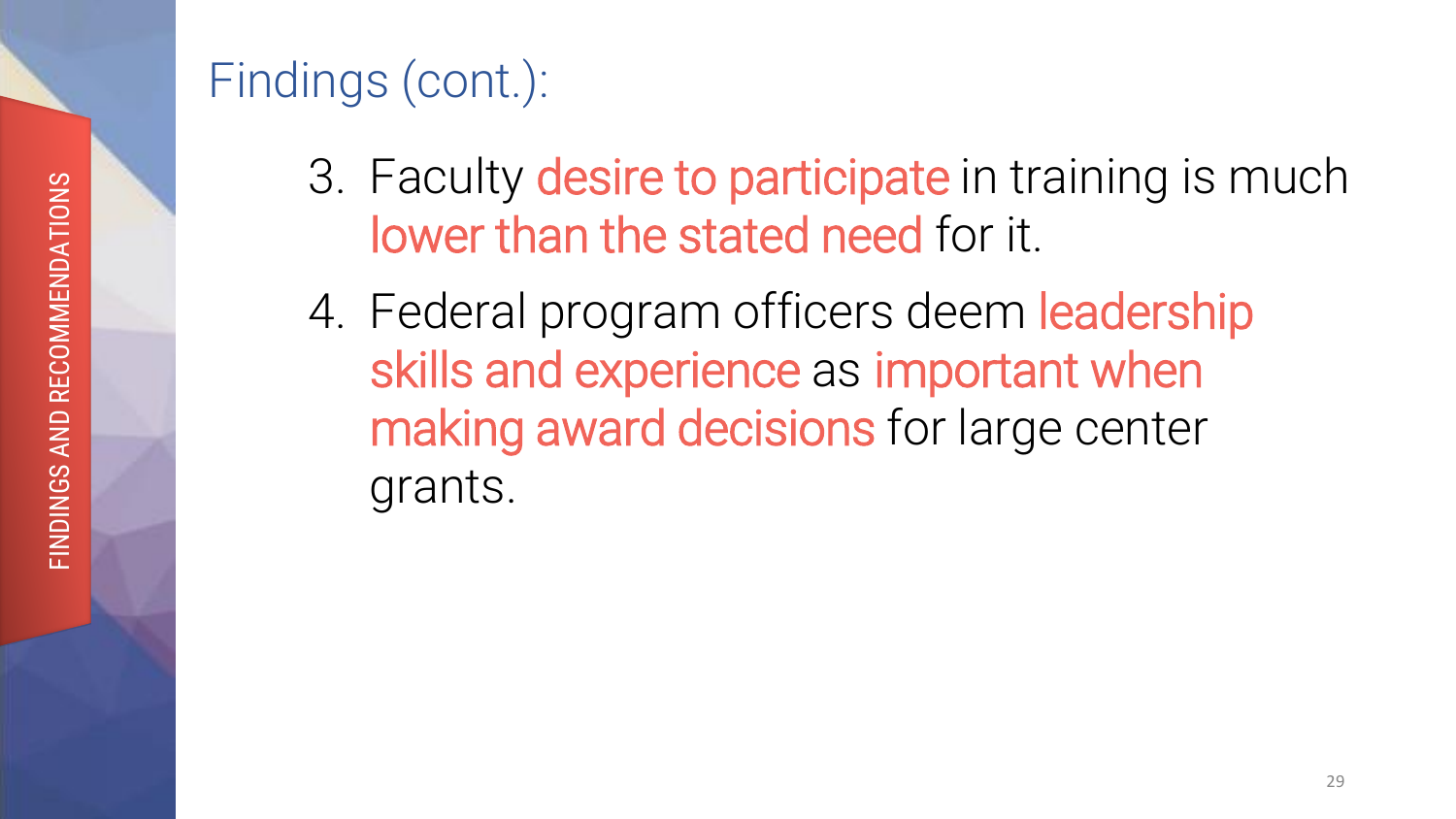FINDINGS AND RECOMMENDATIONS

# Findings (cont.):

3. Faculty desire to participate in training is much lower than the stated need for it.
4. Federal program officers deem leadership skills and experience as important when making award decisions for large center grants.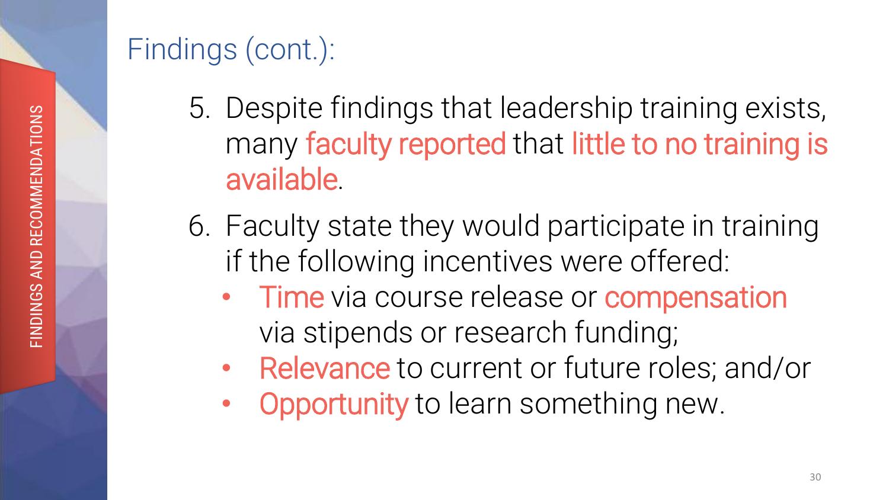FINDINGS AND RECOMMENDATIONS

# Findings (cont.):

5. Despite findings that leadership training exists, many faculty reported that little to no training is available.
6. Faculty state they would participate in training if the following incentives were offered:
   - Time via course release or compensation via stipends or research funding;
   - Relevance to current or future roles; and/or
   - Opportunity to learn something new.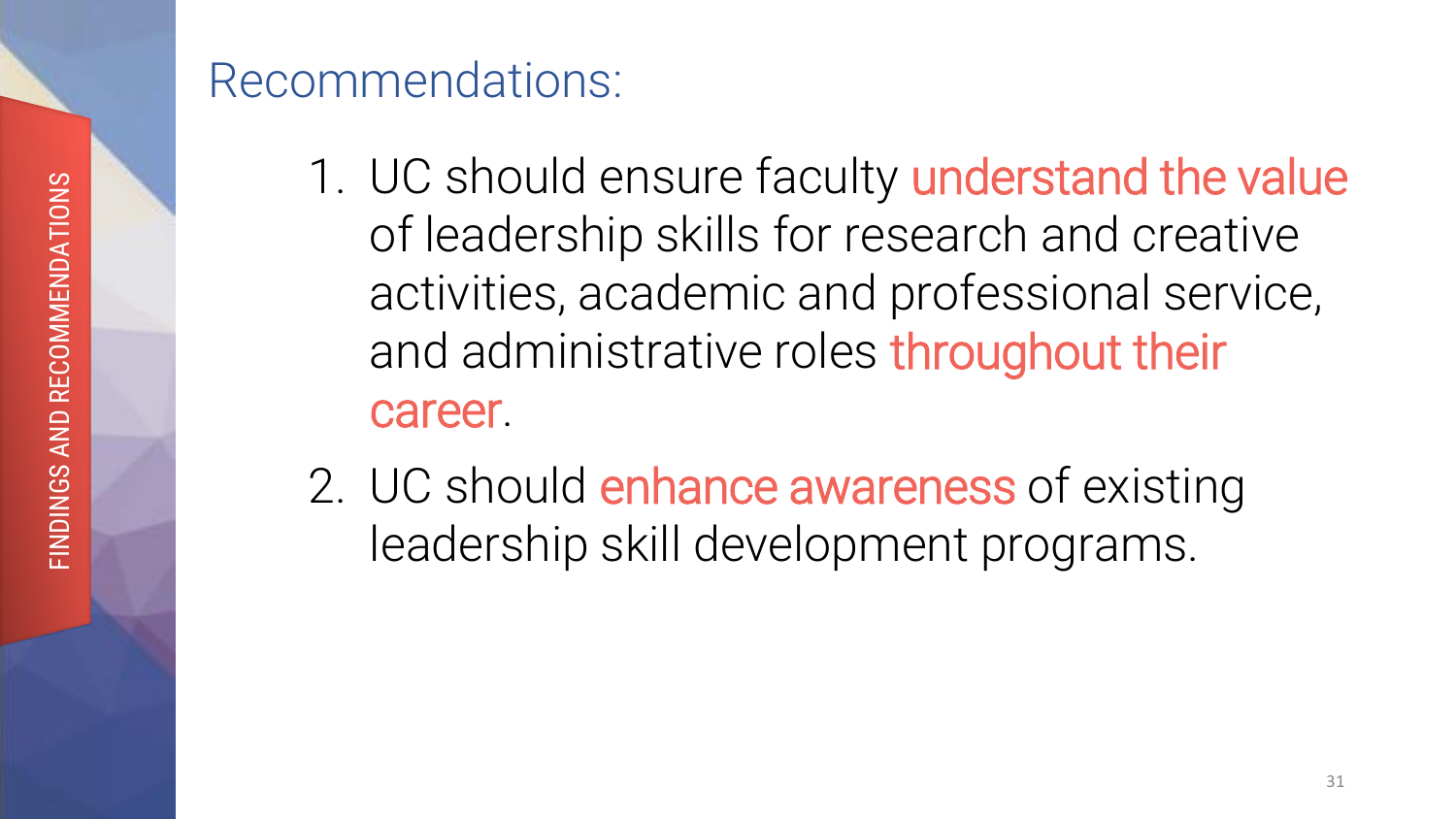FINDINGS AND RECOMMENDATIONS

## Recommendations:

1. UC should ensure faculty understand the value of leadership skills for research and creative activities, academic and professional service, and administrative roles throughout their career.
2. UC should enhance awareness of existing leadership skill development programs.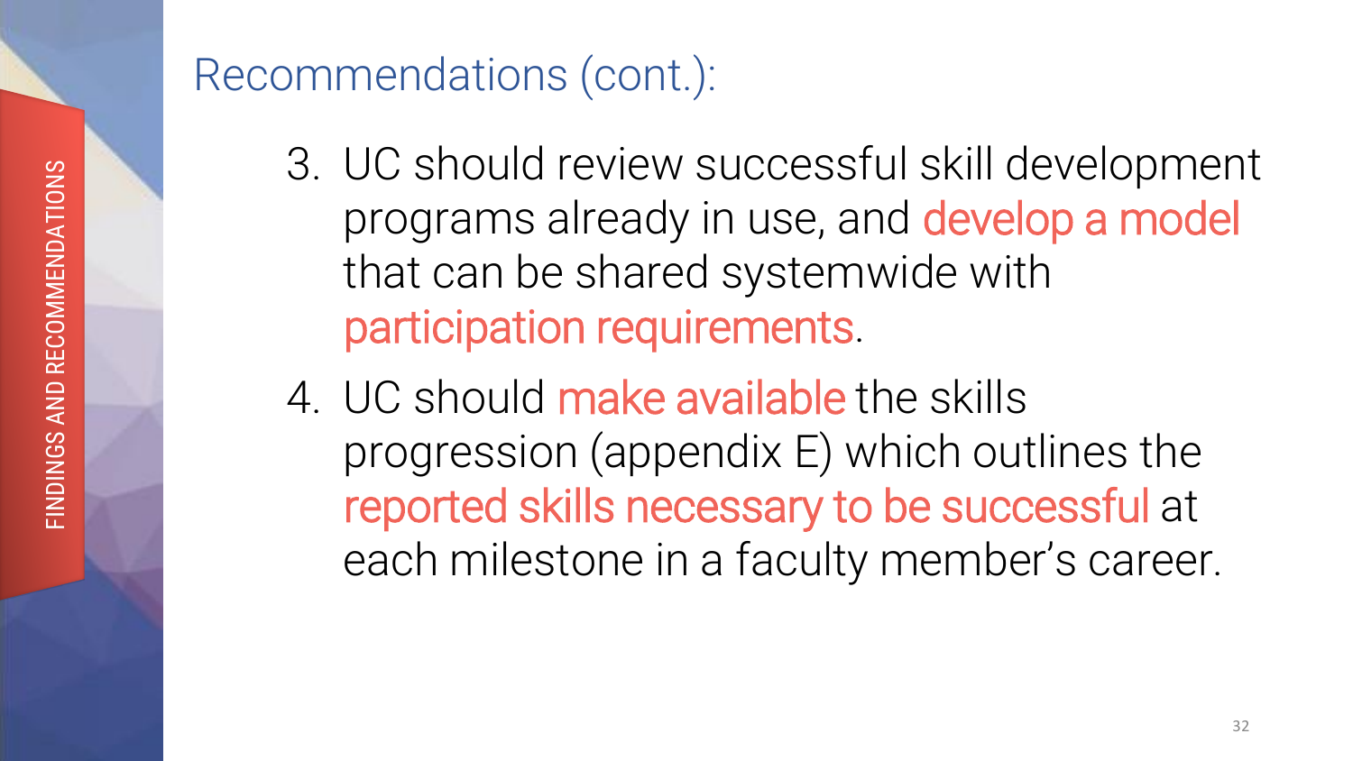## Recommendations (cont.):

3. UC should review successful skill development programs already in use, and develop a model that can be shared systemwide with participation requirements.
4. UC should make available the skills progression (appendix E) which outlines the reported skills necessary to be successful at each milestone in a faculty member's career.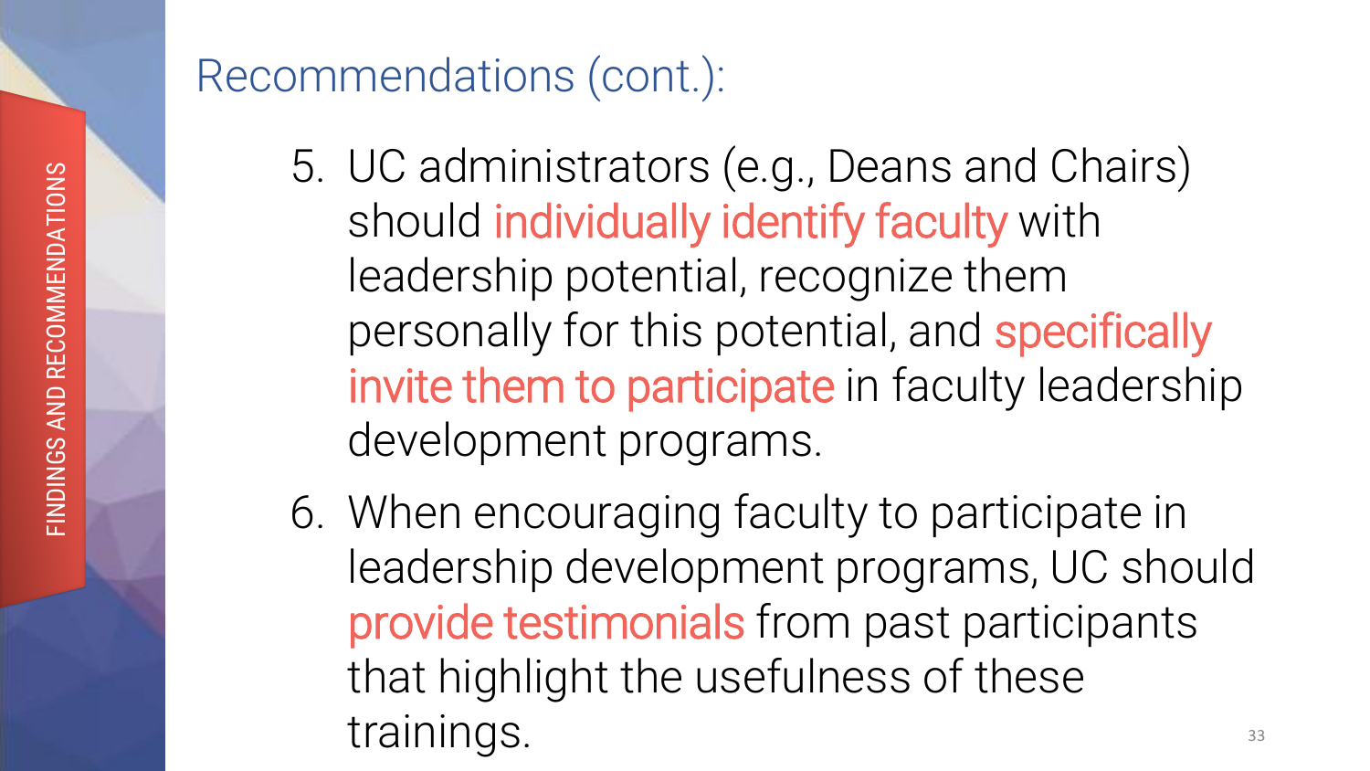# Recommendations (cont.):

5. UC administrators (e.g., Deans and Chairs) should individually identify faculty with leadership potential, recognize them personally for this potential, and specifically invite them to participate in faculty leadership development programs.
6. When encouraging faculty to participate in leadership development programs, UC should provide testimonials from past participants that highlight the usefulness of these trainings.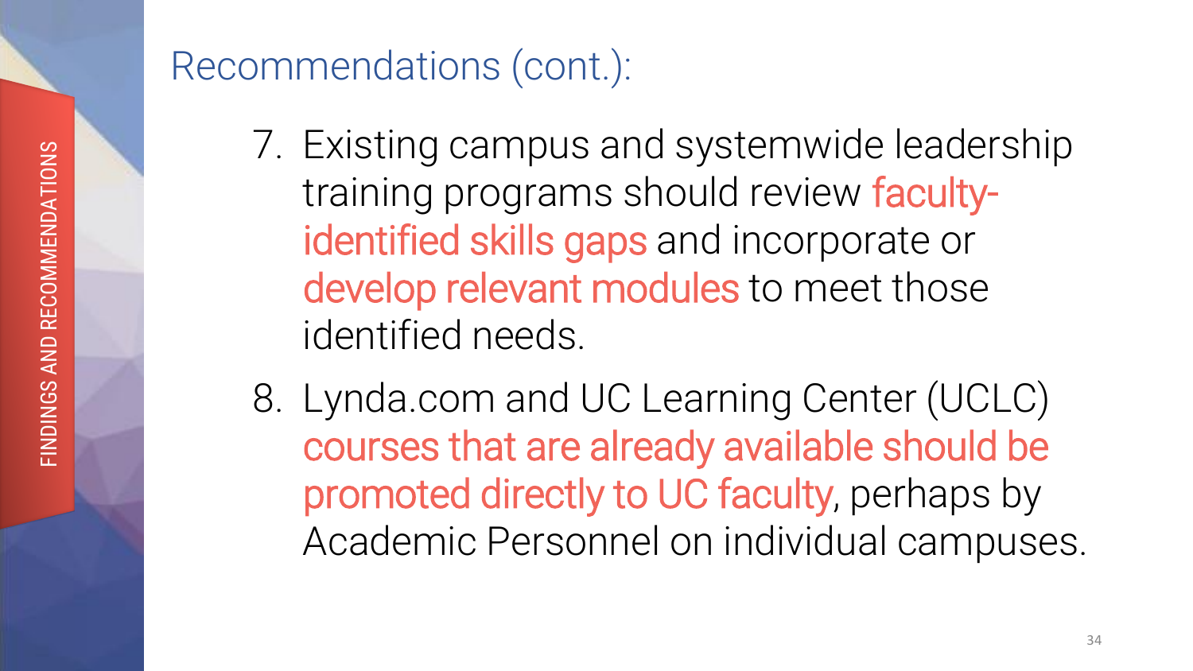# Recommendations (cont.):

7. Existing campus and systemwide leadership training programs should review faculty-identified skills gaps and incorporate or develop relevant modules to meet those identified needs.
8. Lynda.com and UC Learning Center (UCLC) courses that are already available should be promoted directly to UC faculty, perhaps by Academic Personnel on individual campuses.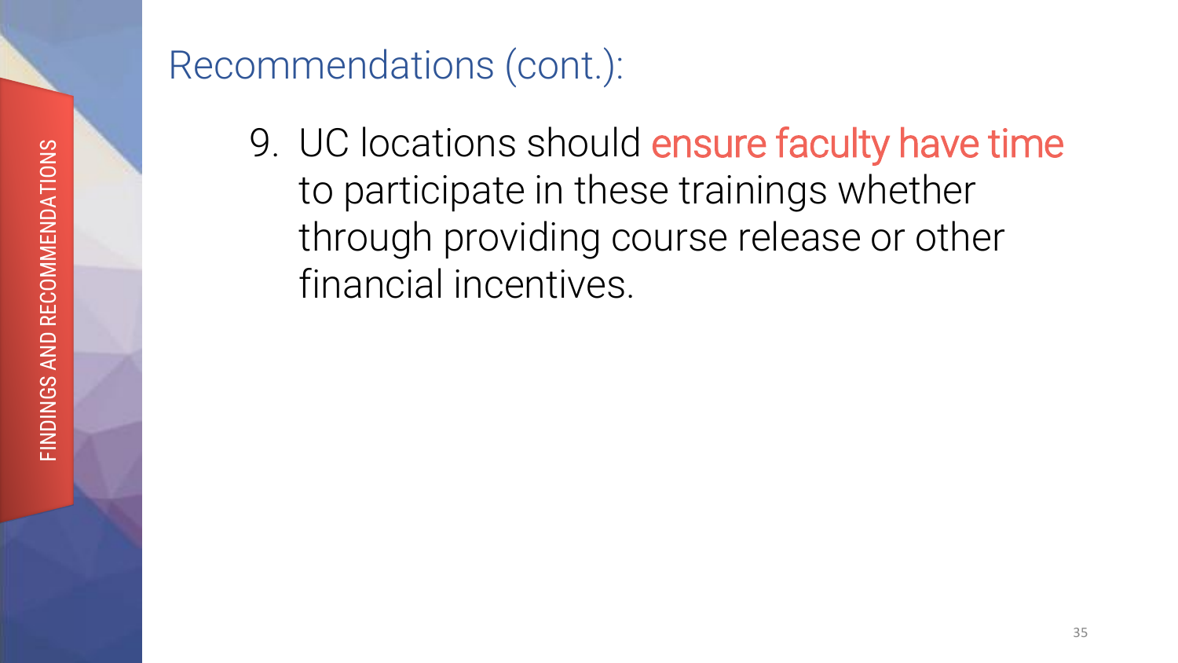## Recommendations (cont.):

9. UC locations should ensure faculty have time to participate in these trainings whether through providing course release or other financial incentives.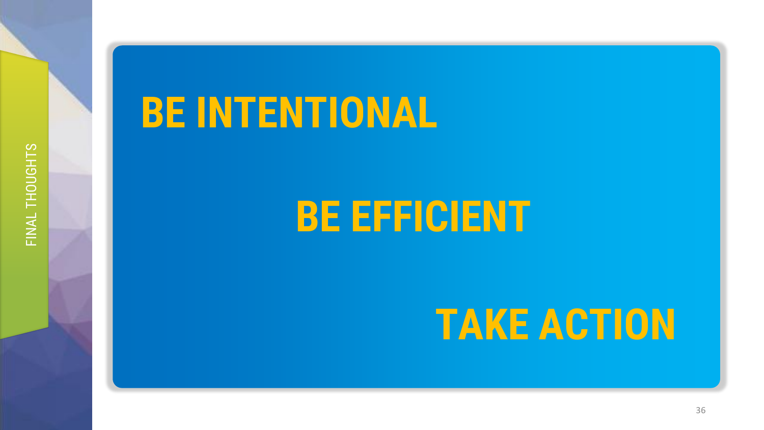FINAL THOUGHTS

**BE INTENTIONAL**

**BE EFFICIENT**

**TAKE ACTION**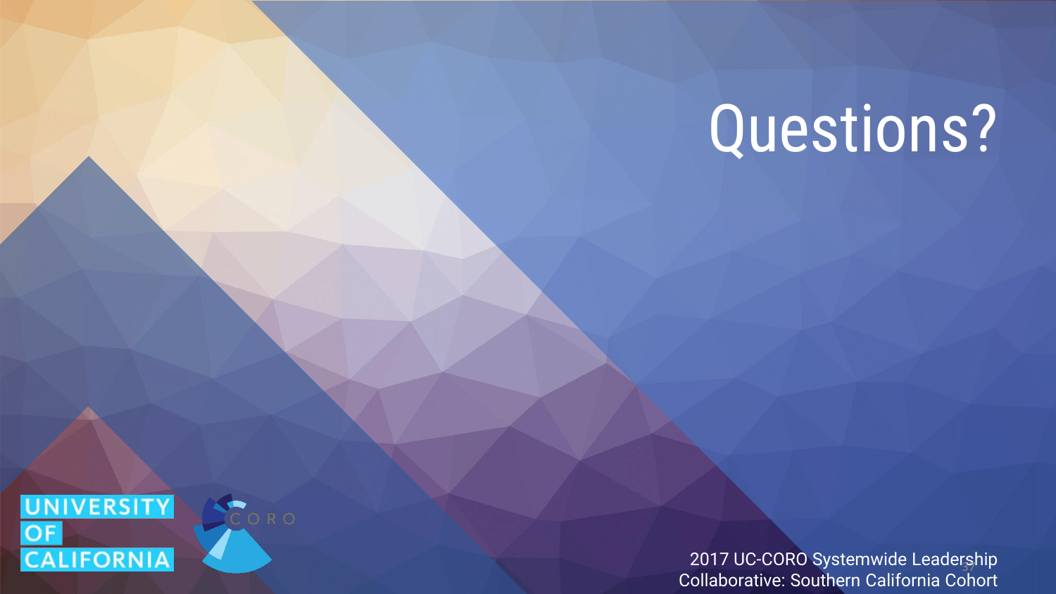# Questions?

UNIVERSITY OF CALIFORNIA

CORO

2017 UC-CORO Systemwide Leadership Collaborative: Southern California Cohort